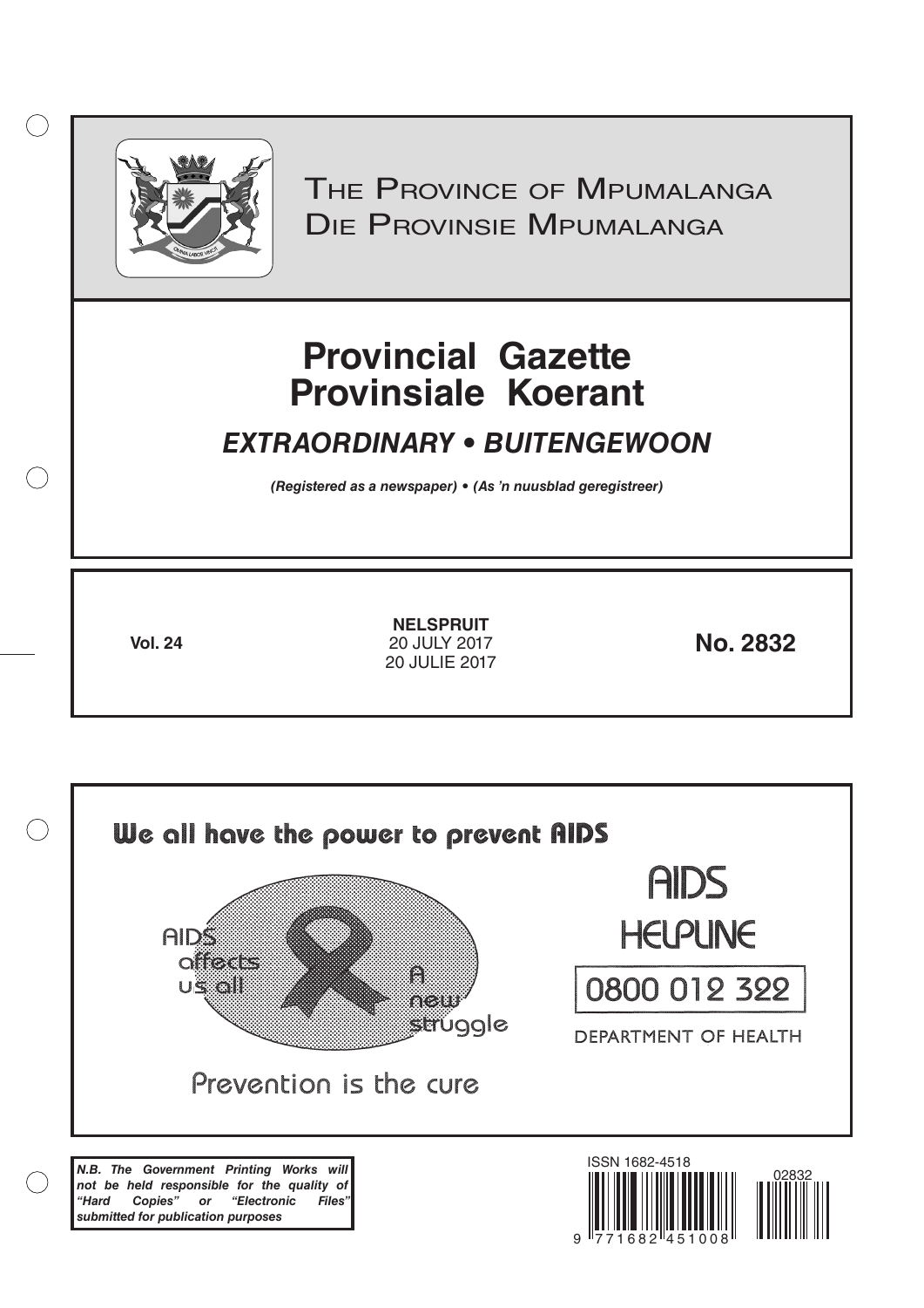THE PROVINCE OF MPUMALANGA
DIE PROVINSIE MPUMALANGA

# Provincial Gazette
# Provinsiale Koerant

## *EXTRAORDINARY • BUITENGEWOON*

***(Registered as a newspaper) • (As 'n nuusblad geregistreer)***

**Vol. 24**

**NELSPRUIT**
20 JULY 2017
20 JULIE 2017

**No. 2832**

**We all have the power to prevent AIDS**

AIDS affects us all

A new struggle

Prevention is the cure

AIDS HELPLINE

0800 012 322

DEPARTMENT OF HEALTH

***N.B. The Government Printing Works will not be held responsible for the quality of "Hard Copies" or "Electronic Files" submitted for publication purposes***

ISSN 1682-4518

02832

9 771682 451008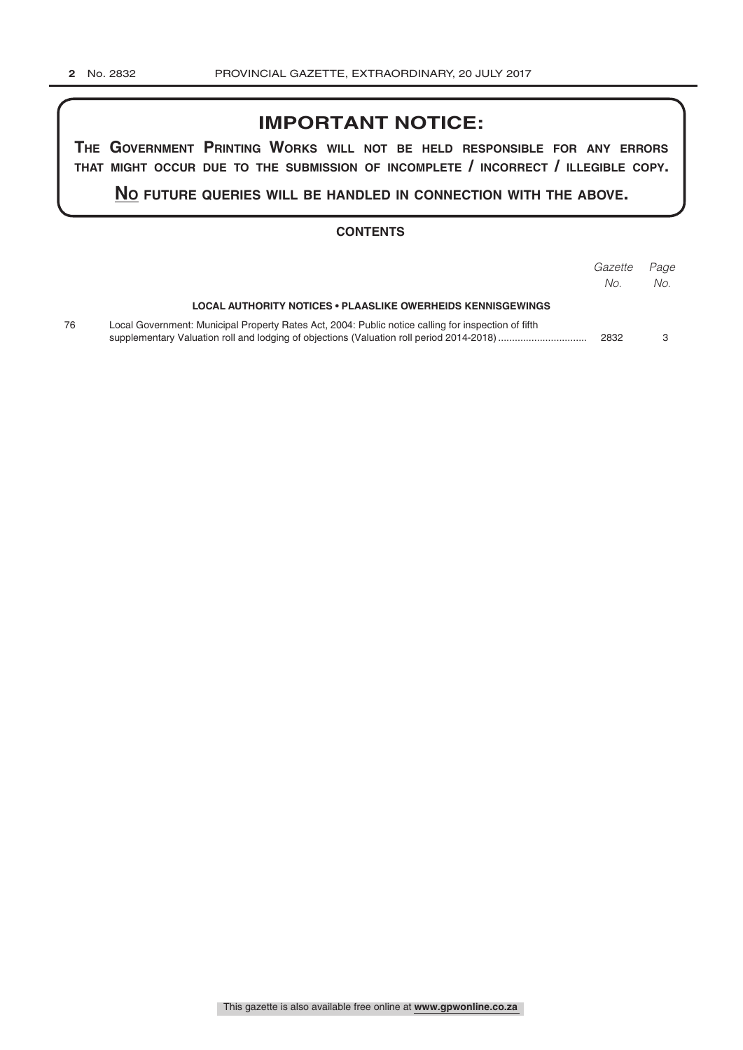# IMPORTANT NOTICE:

**THE GOVERNMENT PRINTING WORKS WILL NOT BE HELD RESPONSIBLE FOR ANY ERRORS THAT MIGHT OCCUR DUE TO THE SUBMISSION OF INCOMPLETE / INCORRECT / ILLEGIBLE COPY.**

**NO FUTURE QUERIES WILL BE HANDLED IN CONNECTION WITH THE ABOVE.**

## CONTENTS

| | | *Gazette No.* | *Page No.* |
|---|---|---|---|
| | **LOCAL AUTHORITY NOTICES • PLAASLIKE OWERHEIDS KENNISGEWINGS** | | |
| 76 | Local Government: Municipal Property Rates Act, 2004: Public notice calling for inspection of fifth supplementary Valuation roll and lodging of objections (Valuation roll period 2014-2018) ................................ | 2832 | 3 |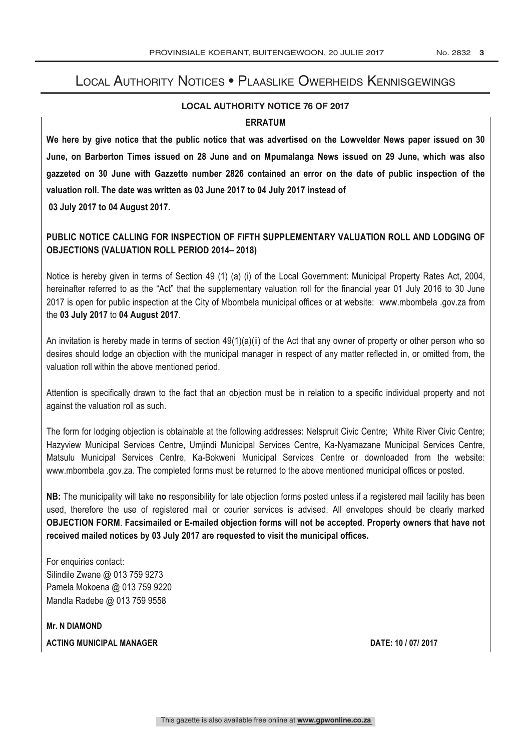# Local Authority Notices • Plaaslike Owerheids Kennisgewings

## LOCAL AUTHORITY NOTICE 76 OF 2017

### ERRATUM

**We here by give notice that the public notice that was advertised on the Lowvelder News paper issued on 30 June, on Barberton Times issued on 28 June and on Mpumalanga News issued on 29 June, which was also gazzeted on 30 June with Gazzette number 2826 contained an error on the date of public inspection of the valuation roll. The date was written as 03 June 2017 to 04 July 2017 instead of**

**03 July 2017 to 04 August 2017.**

**PUBLIC NOTICE CALLING FOR INSPECTION OF FIFTH SUPPLEMENTARY VALUATION ROLL AND LODGING OF OBJECTIONS (VALUATION ROLL PERIOD 2014– 2018)**

Notice is hereby given in terms of Section 49 (1) (a) (i) of the Local Government: Municipal Property Rates Act, 2004, hereinafter referred to as the "Act" that the supplementary valuation roll for the financial year 01 July 2016 to 30 June 2017 is open for public inspection at the City of Mbombela municipal offices or at website: www.mbombela .gov.za from the **03 July 2017** to **04 August 2017**.

An invitation is hereby made in terms of section 49(1)(a)(ii) of the Act that any owner of property or other person who so desires should lodge an objection with the municipal manager in respect of any matter reflected in, or omitted from, the valuation roll within the above mentioned period.

Attention is specifically drawn to the fact that an objection must be in relation to a specific individual property and not against the valuation roll as such.

The form for lodging objection is obtainable at the following addresses: Nelspruit Civic Centre; White River Civic Centre; Hazyview Municipal Services Centre, Umjindi Municipal Services Centre, Ka-Nyamazane Municipal Services Centre, Matsulu Municipal Services Centre, Ka-Bokweni Municipal Services Centre or downloaded from the website: www.mbombela .gov.za. The completed forms must be returned to the above mentioned municipal offices or posted.

**NB:** The municipality will take **no** responsibility for late objection forms posted unless if a registered mail facility has been used, therefore the use of registered mail or courier services is advised. All envelopes should be clearly marked **OBJECTION FORM**. **Facsimailed or E-mailed objection forms will not be accepted**. **Property owners that have not received mailed notices by 03 July 2017 are requested to visit the municipal offices.**

For enquiries contact:
Silindile Zwane @ 013 759 9273
Pamela Mokoena @ 013 759 9220
Mandla Radebe @ 013 759 9558

**Mr. N DIAMOND**

**ACTING MUNICIPAL MANAGER** **DATE: 10 / 07/ 2017**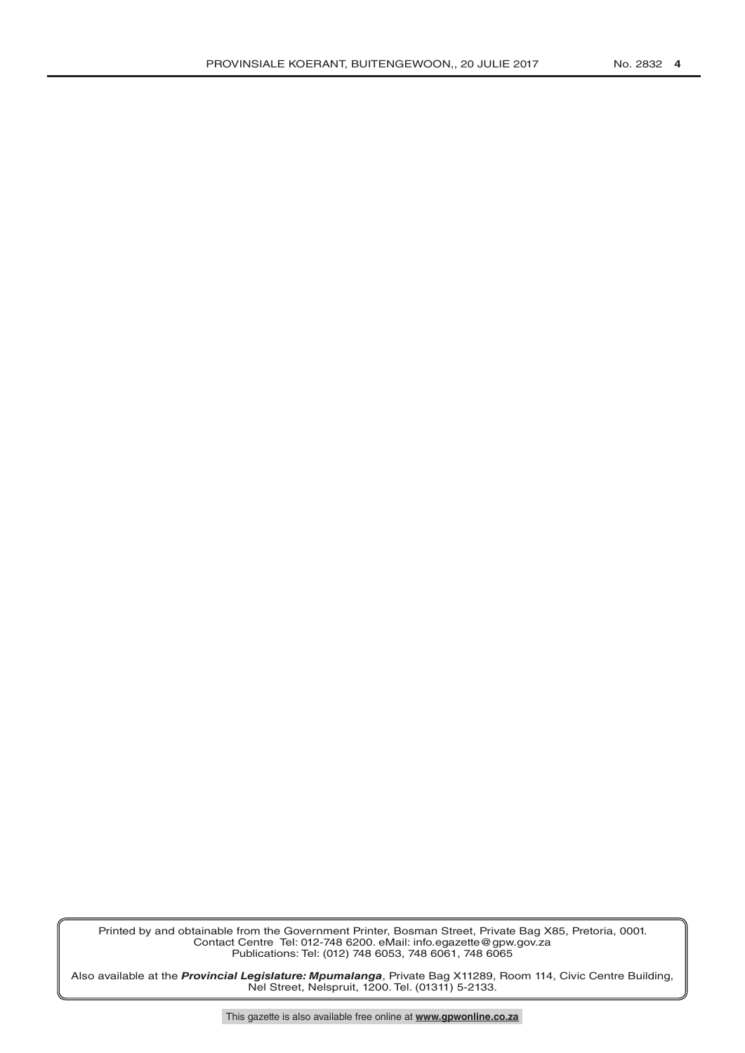Printed by and obtainable from the Government Printer, Bosman Street, Private Bag X85, Pretoria, 0001.
Contact Centre Tel: 012-748 6200. eMail: info.egazette@gpw.gov.za
Publications: Tel: (012) 748 6053, 748 6061, 748 6065

Also available at the ***Provincial Legislature: Mpumalanga***, Private Bag X11289, Room 114, Civic Centre Building, Nel Street, Nelspruit, 1200. Tel. (01311) 5-2133.

This gazette is also available free online at **www.gpwonline.co.za**